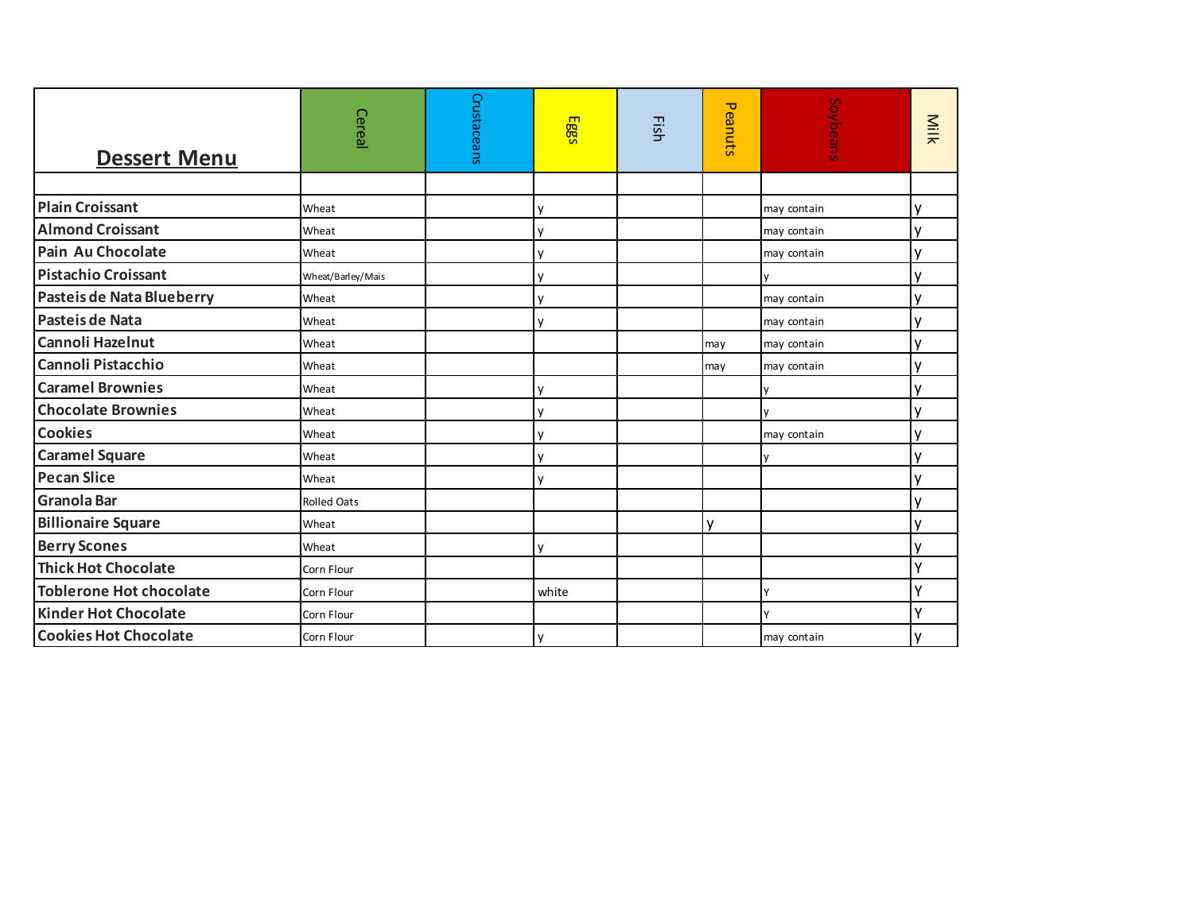| Dessert Menu | Cereal | Crustaceans | Eggs | Fish | Peanuts | Soybeans | Milk |
|---|---|---|---|---|---|---|---|
| | | | | | | | |
| Plain Croissant | Wheat | | y | | | may contain | y |
| Almond Croissant | Wheat | | y | | | may contain | y |
| Pain Au Chocolate | Wheat | | y | | | may contain | y |
| Pistachio Croissant | Wheat/Barley/Mais | | y | | | y | y |
| Pasteis de Nata Blueberry | Wheat | | y | | | may contain | y |
| Pasteis de Nata | Wheat | | y | | | may contain | y |
| Cannoli Hazelnut | Wheat | | | | may | may contain | y |
| Cannoli Pistacchio | Wheat | | | | may | may contain | y |
| Caramel Brownies | Wheat | | y | | | y | y |
| Chocolate Brownies | Wheat | | y | | | y | y |
| Cookies | Wheat | | y | | | may contain | y |
| Caramel Square | Wheat | | y | | | y | y |
| Pecan Slice | Wheat | | y | | | | y |
| Granola Bar | Rolled Oats | | | | | | y |
| Billionaire Square | Wheat | | | | y | | y |
| Berry Scones | Wheat | | y | | | | y |
| Thick Hot Chocolate | Corn Flour | | | | | | Y |
| Toblerone Hot chocolate | Corn Flour | | white | | | Y | Y |
| Kinder Hot Chocolate | Corn Flour | | | | | Y | Y |
| Cookies Hot Chocolate | Corn Flour | | y | | | may contain | y |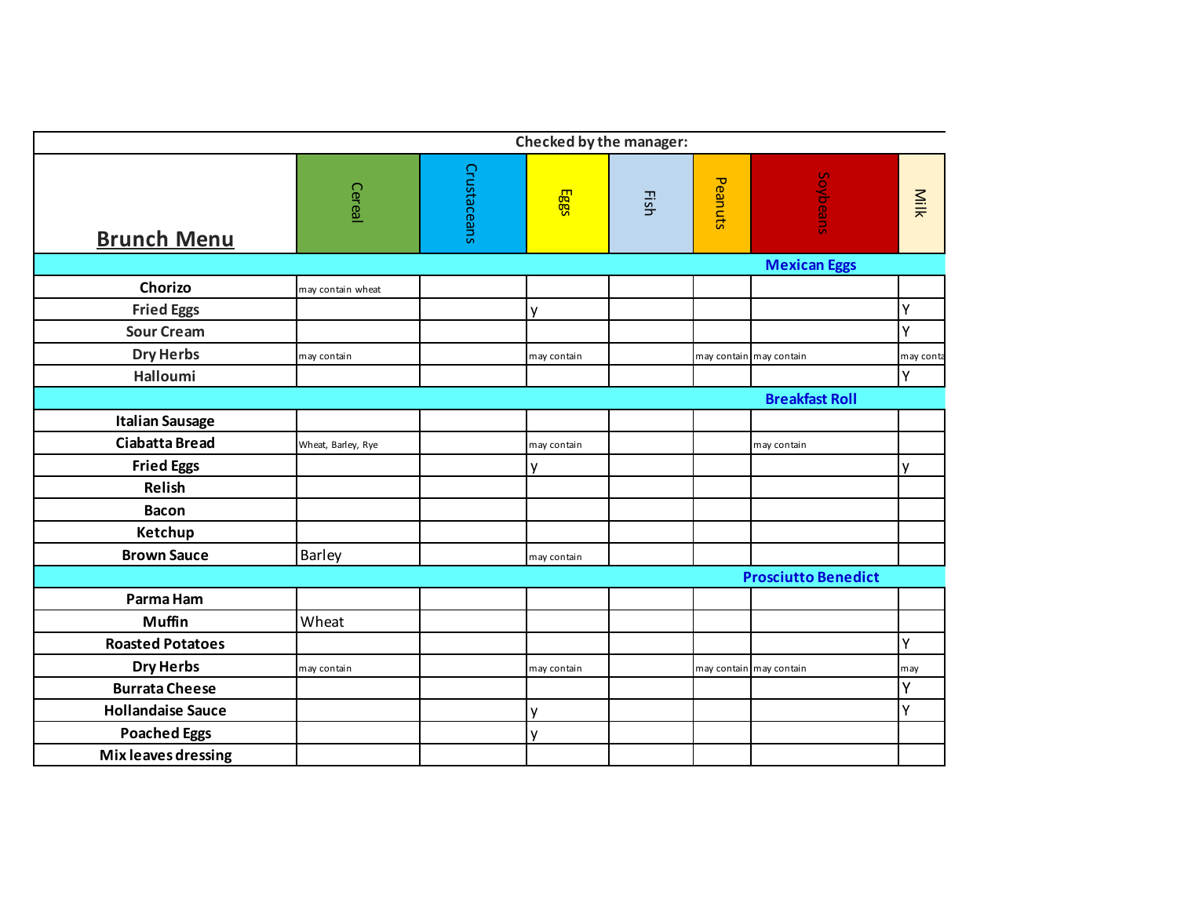| Brunch Menu | Checked by the manager: | | | | | | |
|---|---|---|---|---|---|---|---|
| | Cereal | Crustaceans | Eggs | Fish | Peanuts | Soybeans | Milk |
| **Mexican Eggs** | | | | | | | |
| Chorizo | may contain wheat | | | | | | |
| Fried Eggs | | | y | | | | Y |
| Sour Cream | | | | | | | Y |
| Dry Herbs | may contain | | may contain | | may contain | may contain | may conta |
| Halloumi | | | | | | | Y |
| **Breakfast Roll** | | | | | | | |
| Italian Sausage | | | | | | | |
| Ciabatta Bread | Wheat, Barley, Rye | | may contain | | | may contain | |
| Fried Eggs | | | y | | | | y |
| Relish | | | | | | | |
| Bacon | | | | | | | |
| Ketchup | | | | | | | |
| Brown Sauce | Barley | | may contain | | | | |
| **Prosciutto Benedict** | | | | | | | |
| Parma Ham | | | | | | | |
| Muffin | Wheat | | | | | | |
| Roasted Potatoes | | | | | | | Y |
| Dry Herbs | may contain | | may contain | | may contain | may contain | may |
| Burrata Cheese | | | | | | | Y |
| Hollandaise Sauce | | | y | | | | Y |
| Poached Eggs | | | y | | | | |
| Mix leaves dressing | | | | | | | |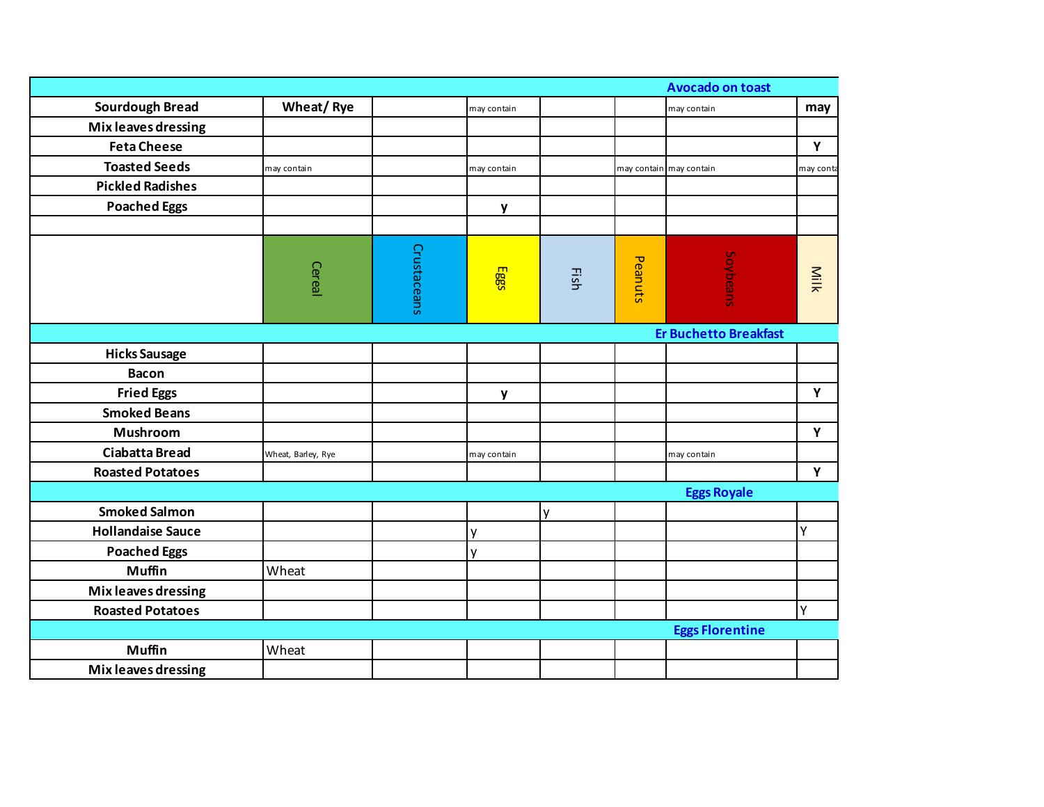| Avocado on toast | | | | | | | |
|---|---|---|---|---|---|---|---|
| Sourdough Bread | Wheat/ Rye | | may contain | | | may contain | may |
| Mix leaves dressing | | | | | | | |
| Feta Cheese | | | | | | | Y |
| Toasted Seeds | may contain | | may contain | | may contain | may contain | may conta |
| Pickled Radishes | | | | | | | |
| Poached Eggs | | | y | | | | |
| | | | | | | | |
| | Cereal | Crustaceans | Eggs | Fish | Peanuts | Soybeans | Milk |
| **Er Buchetto Breakfast** | | | | | | | |
| Hicks Sausage | | | | | | | |
| Bacon | | | | | | | |
| Fried Eggs | | | y | | | | Y |
| Smoked Beans | | | | | | | |
| Mushroom | | | | | | | Y |
| Ciabatta Bread | Wheat, Barley, Rye | | may contain | | | may contain | |
| Roasted Potatoes | | | | | | | Y |
| **Eggs Royale** | | | | | | | |
| Smoked Salmon | | | | y | | | |
| Hollandaise Sauce | | | y | | | | Y |
| Poached Eggs | | | y | | | | |
| Muffin | Wheat | | | | | | |
| Mix leaves dressing | | | | | | | |
| Roasted Potatoes | | | | | | | Y |
| **Eggs Florentine** | | | | | | | |
| Muffin | Wheat | | | | | | |
| Mix leaves dressing | | | | | | | |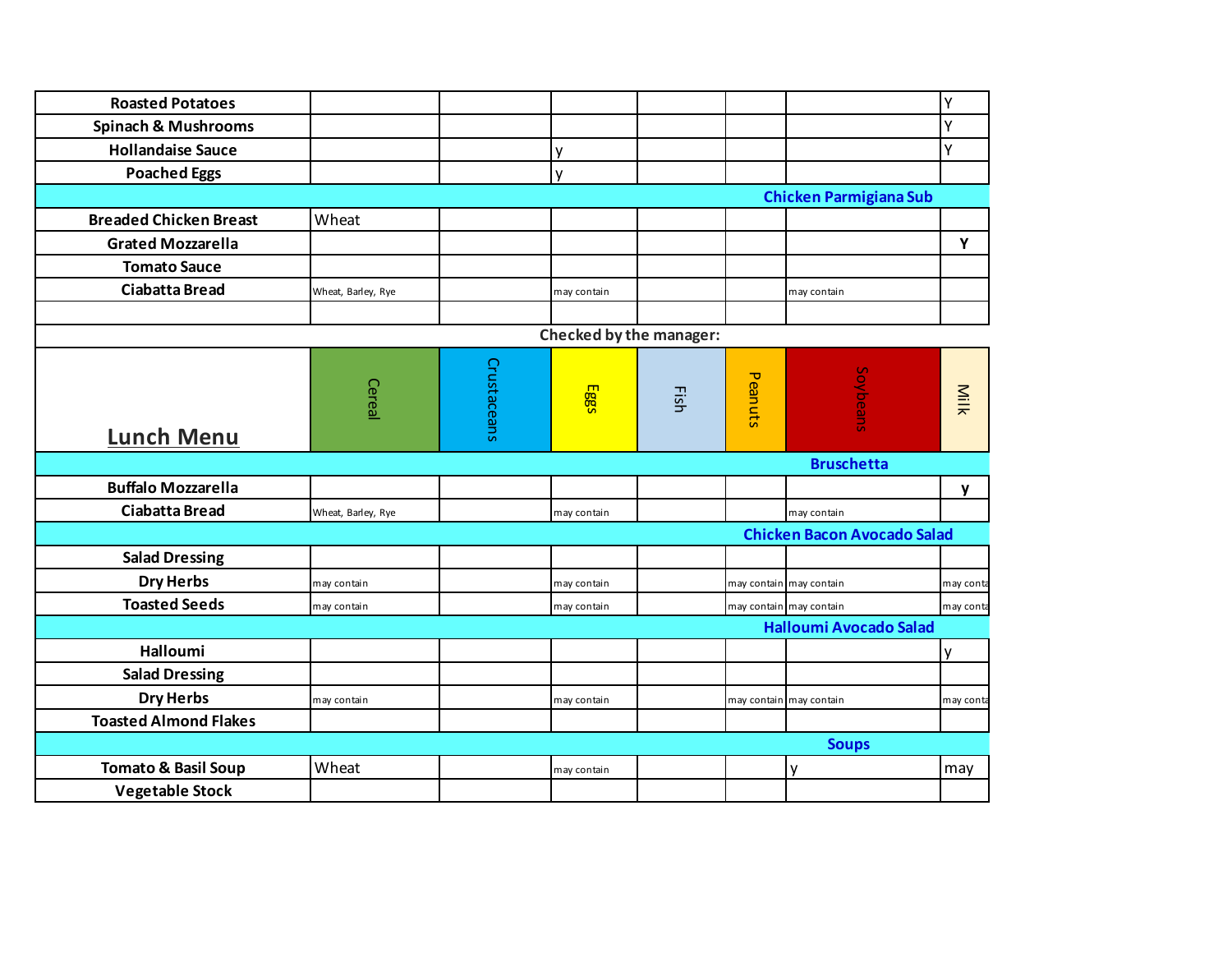| | | | | | | | |
|---|---|---|---|---|---|---|---|
| **Roasted Potatoes** | | | | | | | Y |
| **Spinach & Mushrooms** | | | | | | | Y |
| **Hollandaise Sauce** | | | y | | | | Y |
| **Poached Eggs** | | | y | | | | |
| **Chicken Parmigiana Sub** | | | | | | | |
| **Breaded Chicken Breast** | Wheat | | | | | | |
| **Grated Mozzarella** | | | | | | | **Y** |
| **Tomato Sauce** | | | | | | | |
| **Ciabatta Bread** | Wheat, Barley, Rye | | may contain | | | may contain | |
| | | | | | | | |

Checked by the manager:

| **Lunch Menu** | Cereal | Crustaceans | Eggs | Fish | Peanuts | Soybeans | Milk |
|---|---|---|---|---|---|---|---|
| **Bruschetta** | | | | | | | |
| **Buffalo Mozzarella** | | | | | | | **y** |
| **Ciabatta Bread** | Wheat, Barley, Rye | | may contain | | | may contain | |
| **Chicken Bacon Avocado Salad** | | | | | | | |
| **Salad Dressing** | | | | | | | |
| **Dry Herbs** | may contain | | may contain | | may contain | may contain | may conta |
| **Toasted Seeds** | may contain | | may contain | | may contain | may contain | may conta |
| **Halloumi Avocado Salad** | | | | | | | |
| **Halloumi** | | | | | | | y |
| **Salad Dressing** | | | | | | | |
| **Dry Herbs** | may contain | | may contain | | may contain | may contain | may conta |
| **Toasted Almond Flakes** | | | | | | | |
| **Soups** | | | | | | | |
| **Tomato & Basil Soup** | Wheat | | may contain | | | y | may |
| **Vegetable Stock** | | | | | | | |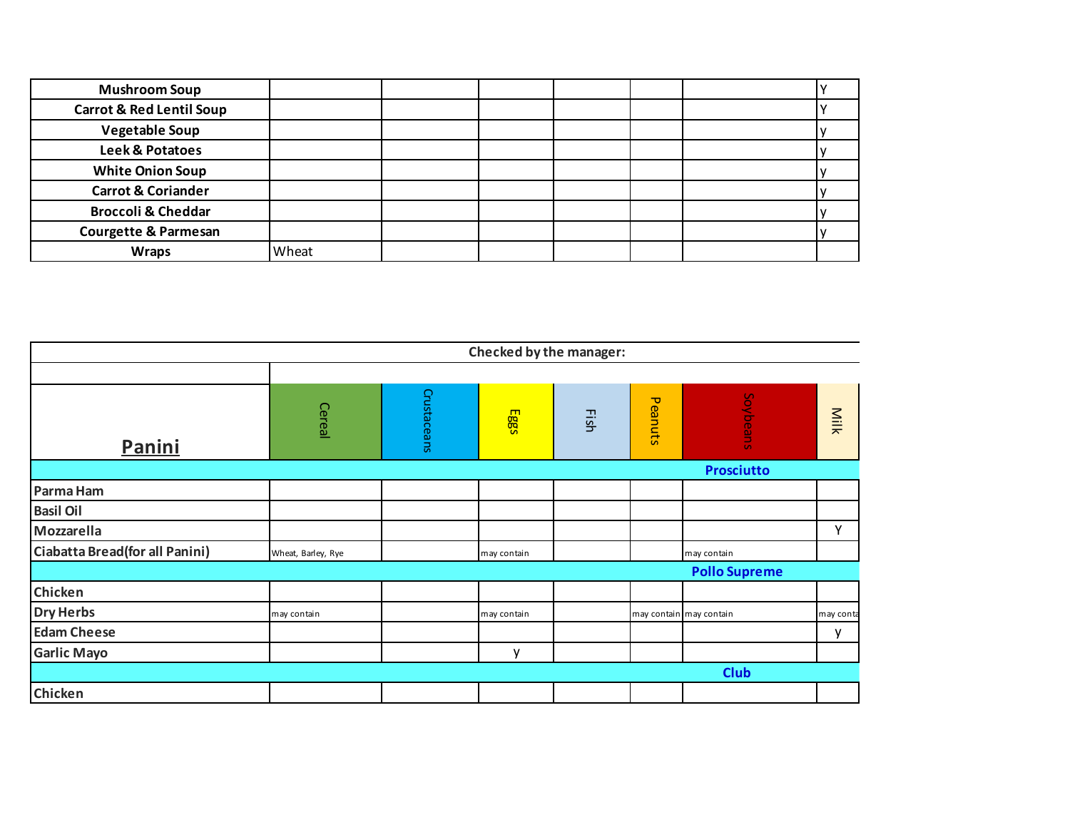| | | | | | | | |
|---|---|---|---|---|---|---|---|
| **Mushroom Soup** | | | | | | | Y |
| **Carrot & Red Lentil Soup** | | | | | | | Y |
| **Vegetable Soup** | | | | | | | y |
| **Leek & Potatoes** | | | | | | | y |
| **White Onion Soup** | | | | | | | y |
| **Carrot & Coriander** | | | | | | | y |
| **Broccoli & Cheddar** | | | | | | | y |
| **Courgette & Parmesan** | | | | | | | y |
| **Wraps** | Wheat | | | | | | |

| **Checked by the manager:** | | | | | | | |
|---|---|---|---|---|---|---|---|
| | | | | | | | |
| **Panini** | Cereal | Crustaceans | Eggs | Fish | Peanuts | Soybeans | Milk |
| **Prosciutto** | | | | | | | |
| **Parma Ham** | | | | | | | |
| **Basil Oil** | | | | | | | |
| **Mozzarella** | | | | | | | Y |
| **Ciabatta Bread(for all Panini)** | Wheat, Barley, Rye | | may contain | | | may contain | |
| **Pollo Supreme** | | | | | | | |
| **Chicken** | | | | | | | |
| **Dry Herbs** | may contain | | may contain | | may contain | may contain | may conta |
| **Edam Cheese** | | | | | | | y |
| **Garlic Mayo** | | | y | | | | |
| **Club** | | | | | | | |
| **Chicken** | | | | | | | |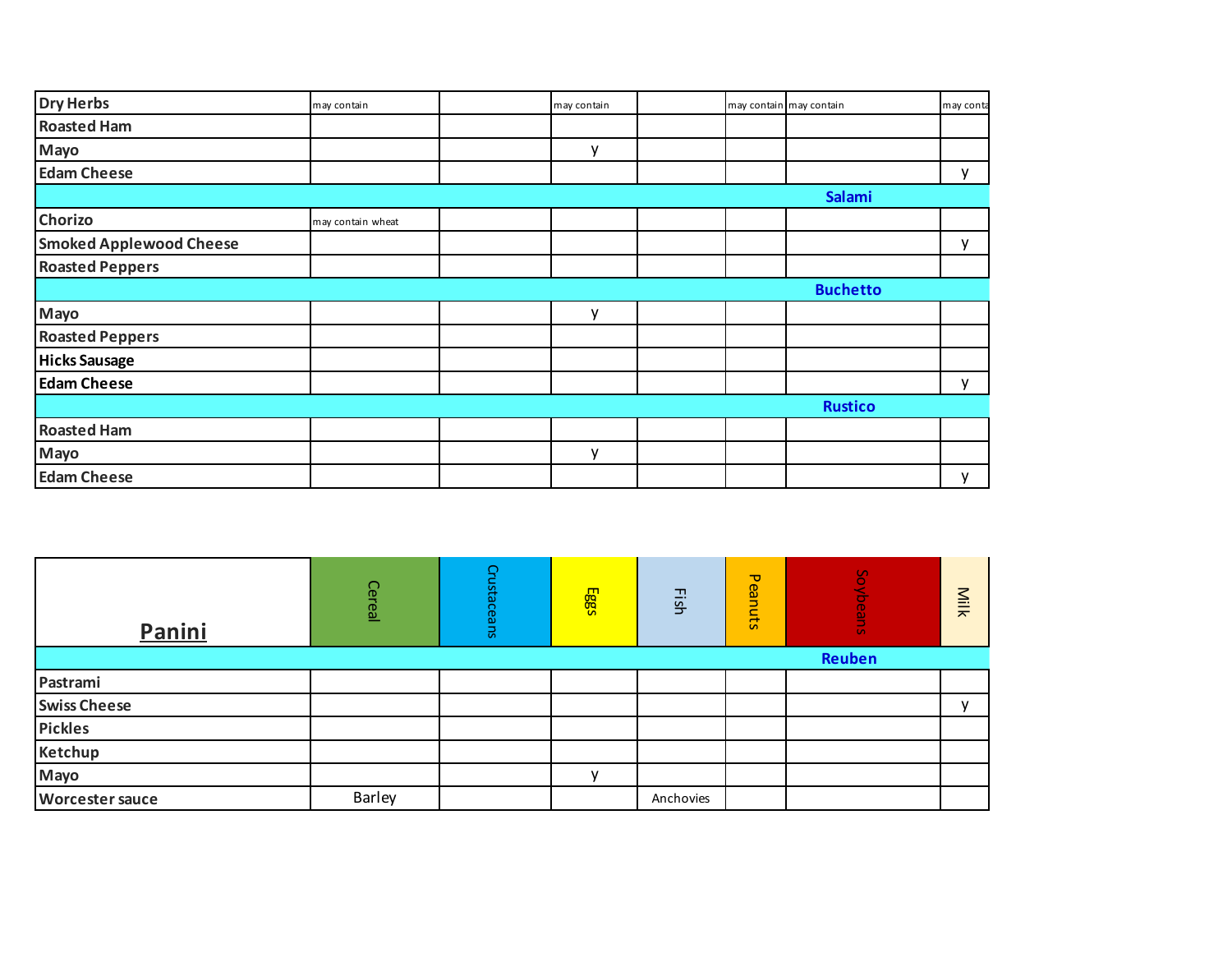| Dry Herbs | may contain | | may contain | | may contain | may contain | may conta |
|---|---|---|---|---|---|---|---|
| Roasted Ham | | | | | | | |
| Mayo | | | y | | | | |
| Edam Cheese | | | | | | | y |
| **Salami** | | | | | | | |
| Chorizo | may contain wheat | | | | | | |
| Smoked Applewood Cheese | | | | | | | y |
| Roasted Peppers | | | | | | | |
| **Buchetto** | | | | | | | |
| Mayo | | | y | | | | |
| Roasted Peppers | | | | | | | |
| Hicks Sausage | | | | | | | |
| Edam Cheese | | | | | | | y |
| **Rustico** | | | | | | | |
| Roasted Ham | | | | | | | |
| Mayo | | | y | | | | |
| Edam Cheese | | | | | | | y |

| **Panini** | Cereal | Crustaceans | Eggs | Fish | Peanuts | Soybeans | Milk |
|---|---|---|---|---|---|---|---|
| **Reuben** | | | | | | | |
| Pastrami | | | | | | | |
| Swiss Cheese | | | | | | | y |
| Pickles | | | | | | | |
| Ketchup | | | | | | | |
| Mayo | | | y | | | | |
| Worcester sauce | Barley | | | Anchovies | | | |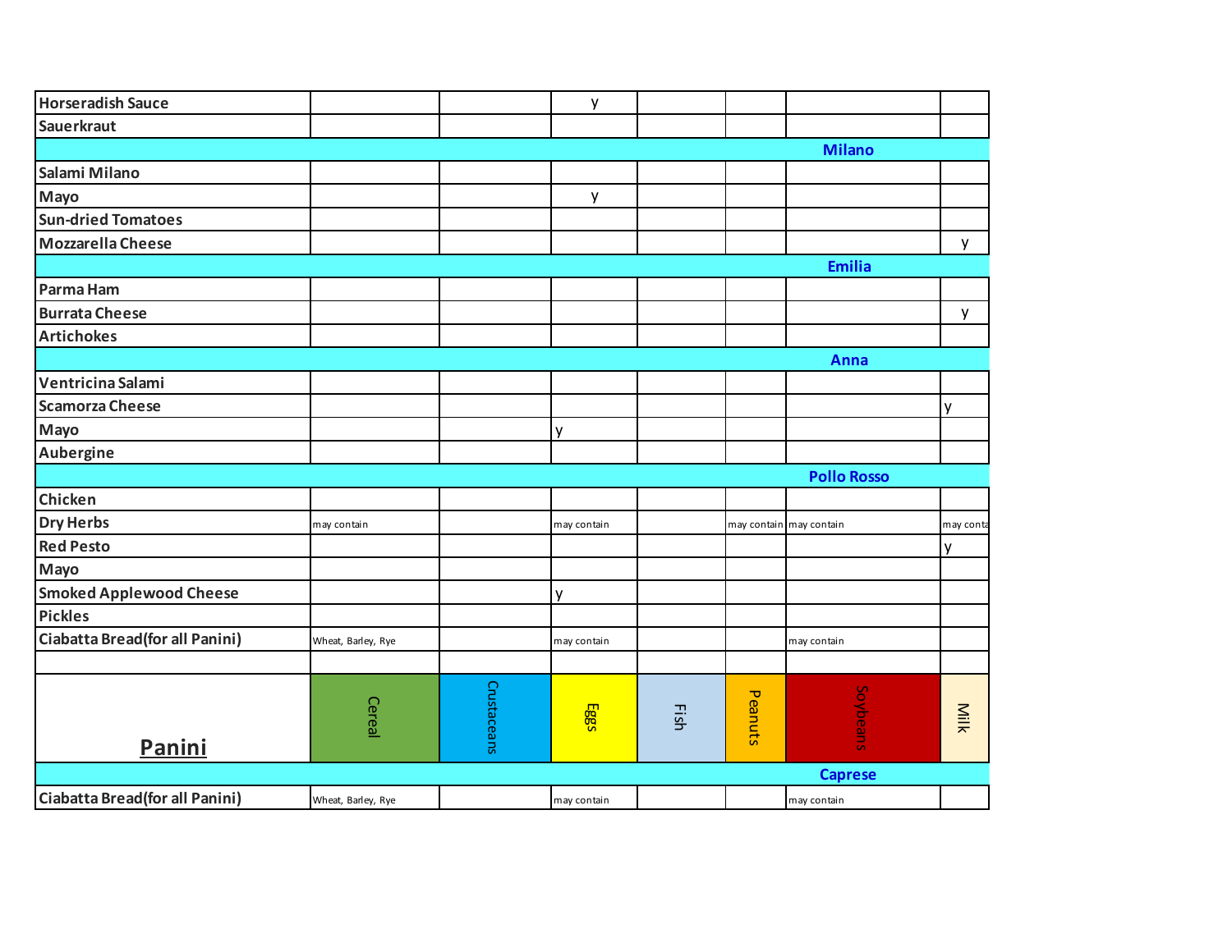| | Cereal | Crustaceans | Eggs | Fish | Peanuts | Soybeans | Milk |
|---|---|---|---|---|---|---|---|
| **Horseradish Sauce** | | | y | | | | |
| **Sauerkraut** | | | | | | | |
| **Milano** | | | | | | | |
| **Salami Milano** | | | | | | | |
| **Mayo** | | | y | | | | |
| **Sun-dried Tomatoes** | | | | | | | |
| **Mozzarella Cheese** | | | | | | | y |
| **Emilia** | | | | | | | |
| **Parma Ham** | | | | | | | |
| **Burrata Cheese** | | | | | | | y |
| **Artichokes** | | | | | | | |
| **Anna** | | | | | | | |
| **Ventricina Salami** | | | | | | | |
| **Scamorza Cheese** | | | | | | | y |
| **Mayo** | | | y | | | | |
| **Aubergine** | | | | | | | |
| **Pollo Rosso** | | | | | | | |
| **Chicken** | | | | | | | |
| **Dry Herbs** | may contain | | may contain | | may contain | may contain | may conta |
| **Red Pesto** | | | | | | | y |
| **Mayo** | | | | | | | |
| **Smoked Applewood Cheese** | | | y | | | | |
| **Pickles** | | | | | | | |
| **Ciabatta Bread(for all Panini)** | Wheat, Barley, Rye | | may contain | | | may contain | |

| **Panini** | Cereal | Crustaceans | Eggs | Fish | Peanuts | Soybeans | Milk |
|---|---|---|---|---|---|---|---|
| **Caprese** | | | | | | | |
| **Ciabatta Bread(for all Panini)** | Wheat, Barley, Rye | | may contain | | | may contain | |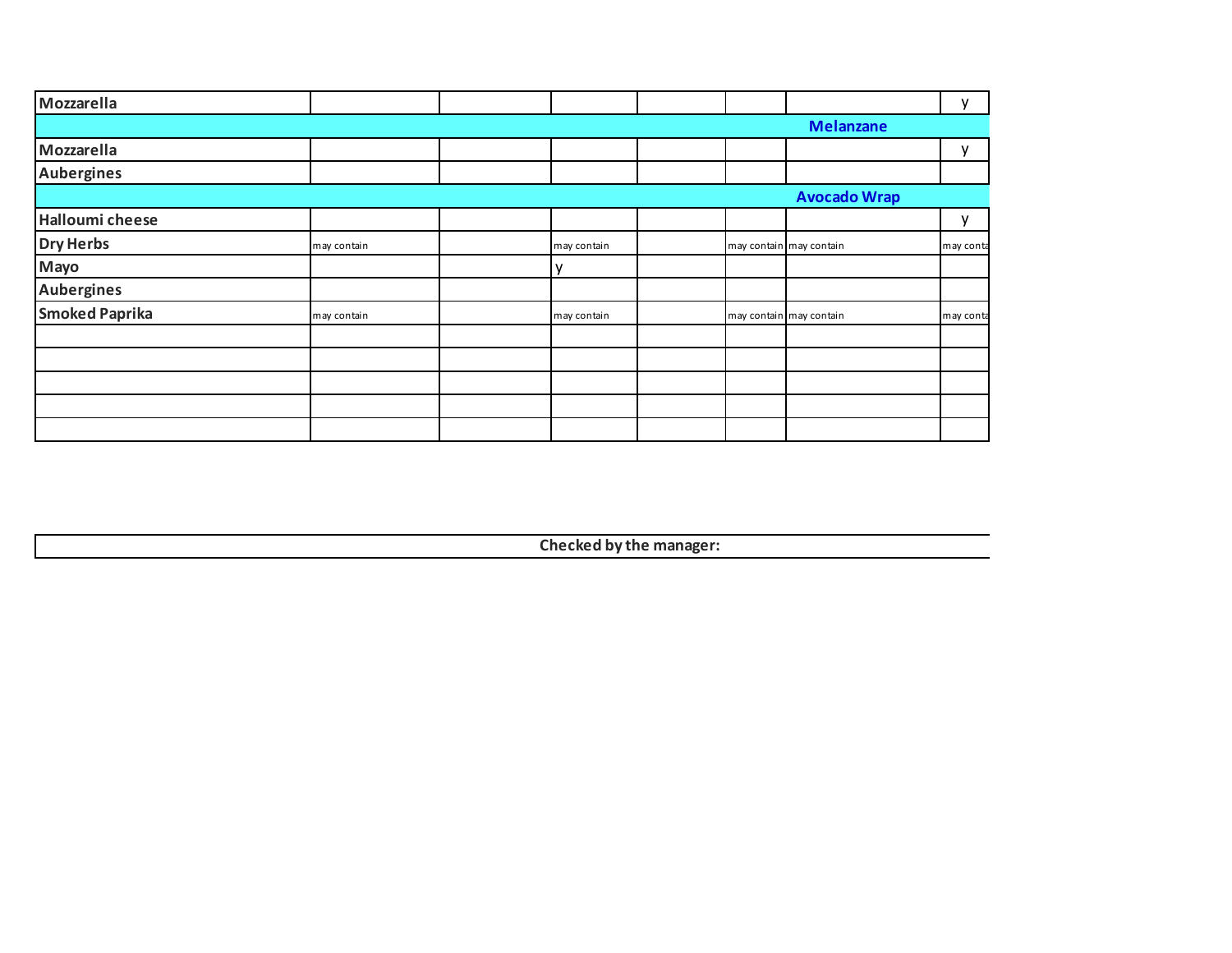| | | | | | | | |
|---|---|---|---|---|---|---|---|
| **Mozzarella** | | | | | | | y |
| **Melanzane** | | | | | | | |
| **Mozzarella** | | | | | | | y |
| **Aubergines** | | | | | | | |
| **Avocado Wrap** | | | | | | | |
| **Halloumi cheese** | | | | | | | y |
| **Dry Herbs** | may contain | | may contain | | may contain | may contain | may conta |
| **Mayo** | | | y | | | | |
| **Aubergines** | | | | | | | |
| **Smoked Paprika** | may contain | | may contain | | may contain | may contain | may conta |
| | | | | | | | |
| | | | | | | | |
| | | | | | | | |
| | | | | | | | |
| | | | | | | | |

**Checked by the manager:**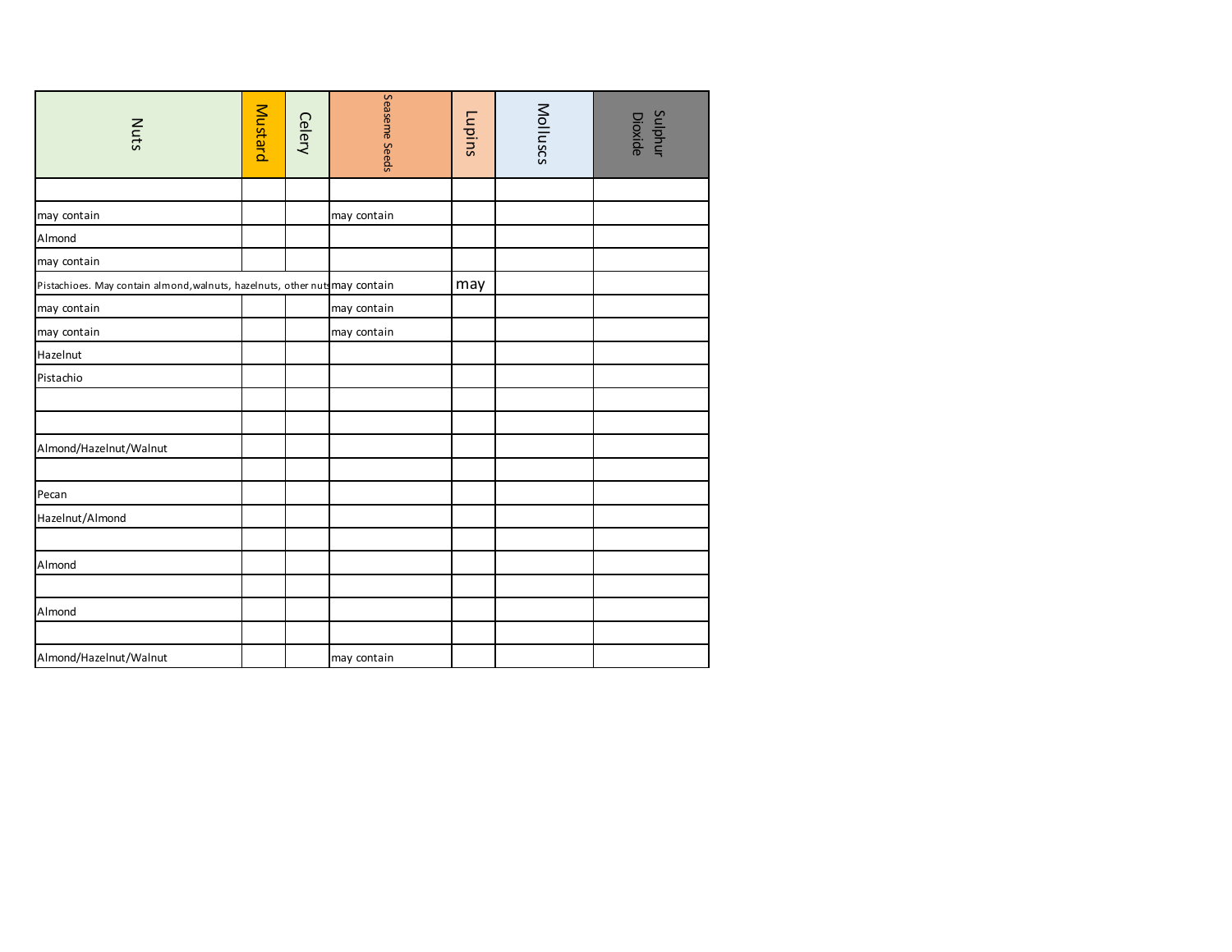| Nuts | Mustard | Celery | Seaseme Seeds | Lupins | Molluscs | Sulphur Dioxide |
|---|---|---|---|---|---|---|
| | | | | | | |
| may contain | | | may contain | | | |
| Almond | | | | | | |
| may contain | | | | | | |
| Pistachioes. May contain almond,walnuts, hazelnuts, other nuts | | | may contain | may | | |
| may contain | | | may contain | | | |
| may contain | | | may contain | | | |
| Hazelnut | | | | | | |
| Pistachio | | | | | | |
| | | | | | | |
| | | | | | | |
| Almond/Hazelnut/Walnut | | | | | | |
| | | | | | | |
| Pecan | | | | | | |
| Hazelnut/Almond | | | | | | |
| | | | | | | |
| Almond | | | | | | |
| | | | | | | |
| Almond | | | | | | |
| | | | | | | |
| Almond/Hazelnut/Walnut | | | may contain | | | |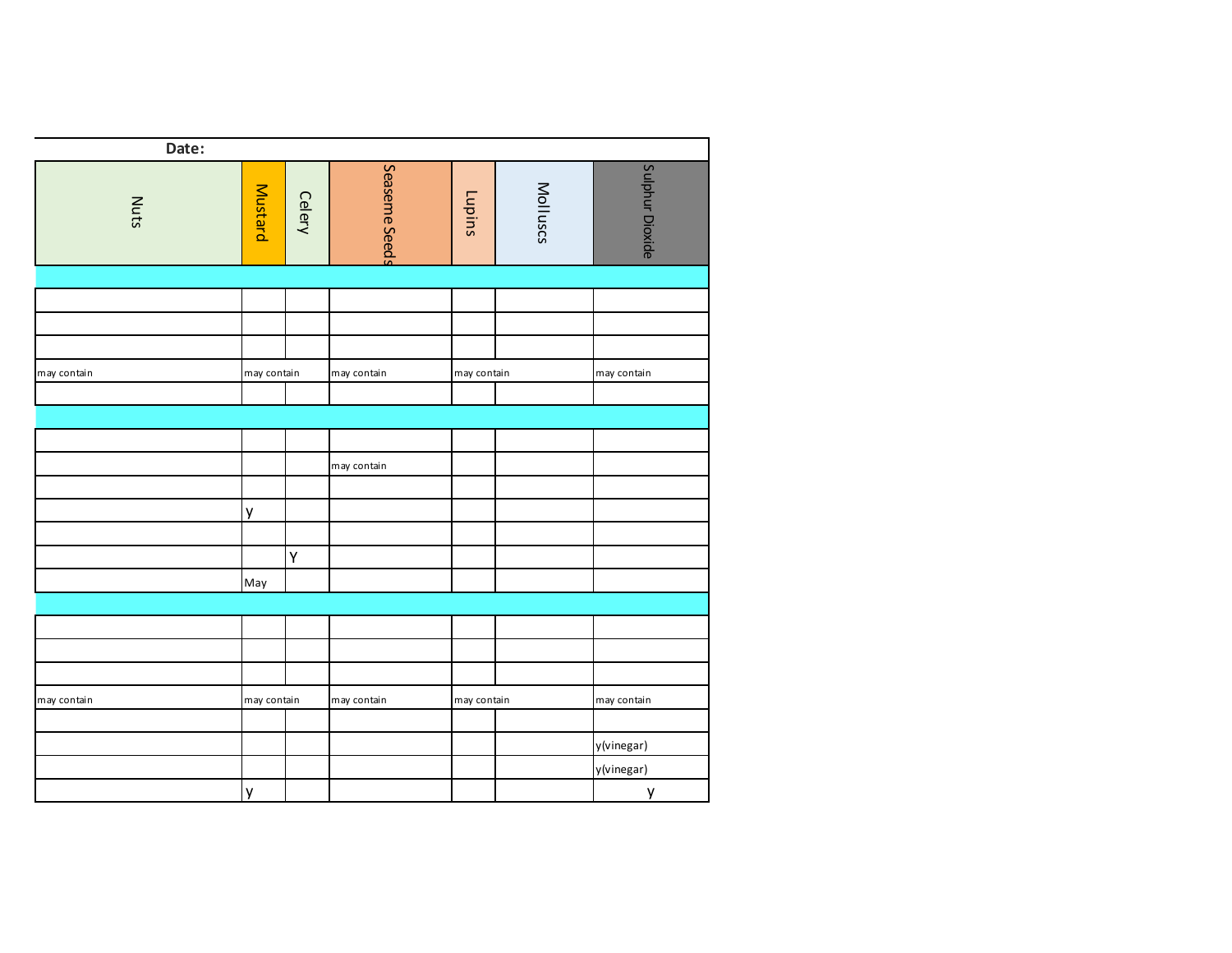**Date:**

| Nuts | Mustard | Celery | Seaseme Seeds | Lupins | Molluscs | Sulphur Dioxide |
|---|---|---|---|---|---|---|
| | | | | | | |
| | | | | | | |
| | | | | | | |
| | | | | | | |
| may contain | may contain | | may contain | may contain | | may contain |
| | | | | | | |
| | | | | | | |
| | | | | | | |
| | | | may contain | | | |
| | | | | | | |
| | y | | | | | |
| | | | | | | |
| | | Y | | | | |
| | May | | | | | |
| | | | | | | |
| | | | | | | |
| | | | | | | |
| | | | | | | |
| may contain | may contain | | may contain | may contain | | may contain |
| | | | | | | |
| | | | | | | y(vinegar) |
| | | | | | | y(vinegar) |
| | y | | | | | y |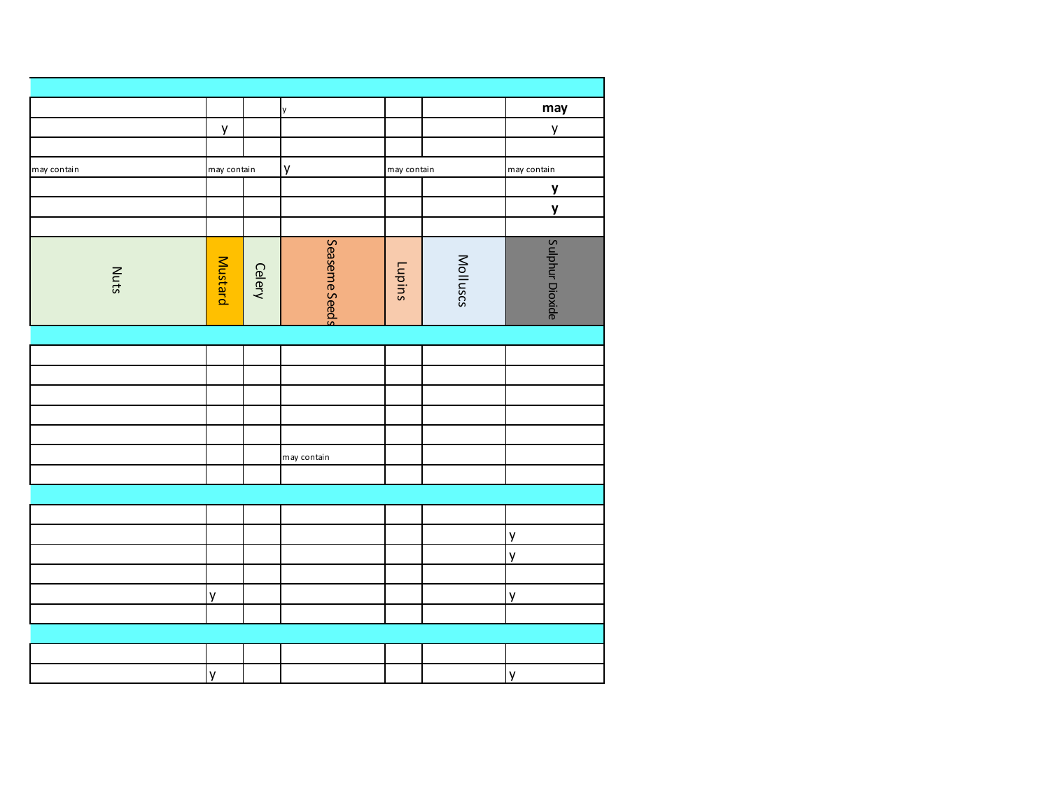| | | | | | | |
|---|---|---|---|---|---|---|
| | | | | | | |
| | | | y | | | **may** |
| | y | | | | | y |
| | | | | | | |
| may contain | may contain | | y | may contain | | may contain |
| | | | | | | **y** |
| | | | | | | **y** |
| | | | | | | |
| Nuts | Mustard | Celery | Seaseme Seeds | Lupins | Molluscs | Sulphur Dioxide |
| | | | | | | |
| | | | | | | |
| | | | | | | |
| | | | | | | |
| | | | | | | |
| | | | | | | |
| | | | may contain | | | |
| | | | | | | |
| | | | | | | |
| | | | | | | |
| | | | | | | y |
| | | | | | | y |
| | | | | | | |
| | y | | | | | y |
| | | | | | | |
| | | | | | | |
| | | | | | | |
| | y | | | | | y |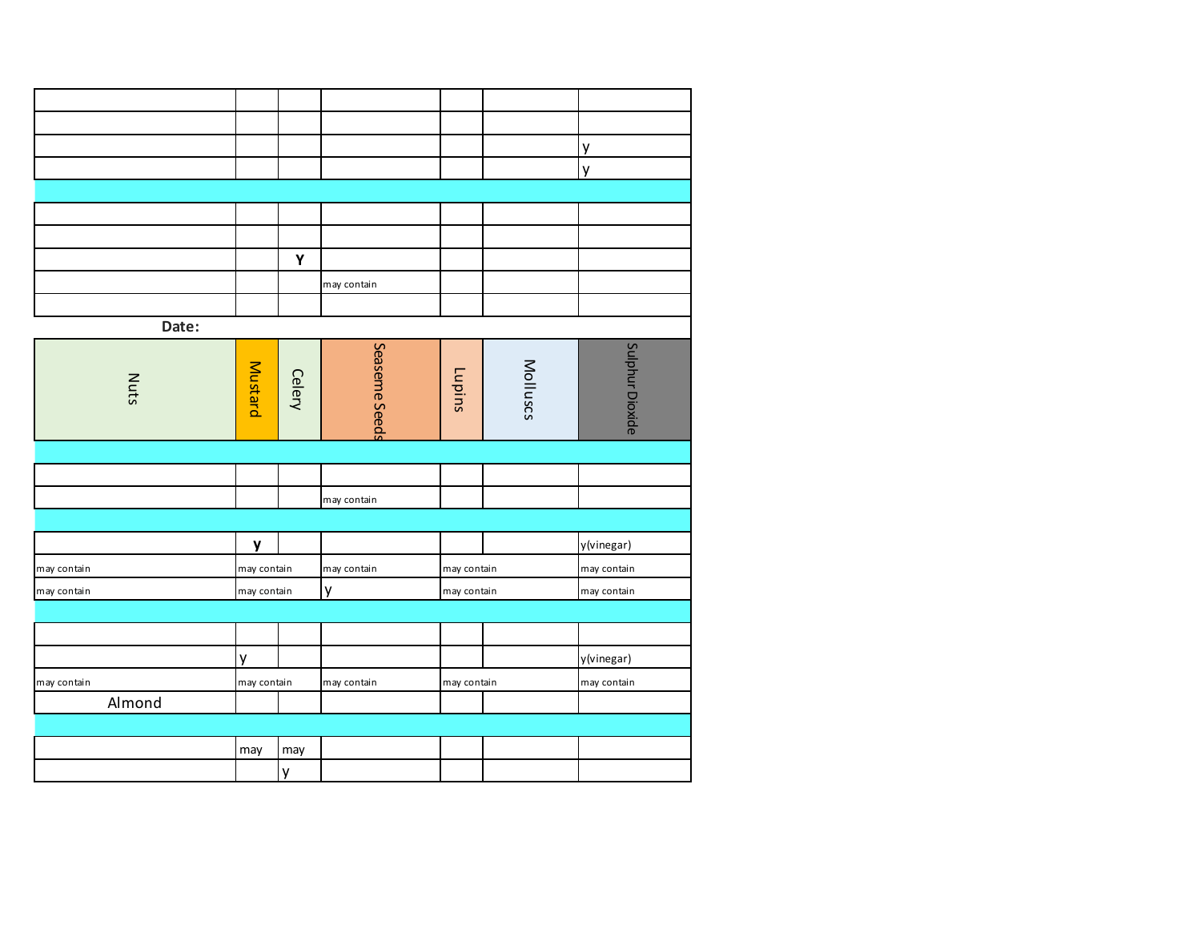| | | | | | | |
|---|---|---|---|---|---|---|
| | | | | | | |
| | | | | | | |
| | | | | | | y |
| | | | | | | y |
| | | | | | | |
| | | | | | | |
| | | | | | | |
| | | **Y** | | | | |
| | | | may contain | | | |
| | | | | | | |

**Date:**

| Nuts | Mustard | Celery | Seaseme Seeds | Lupins | Molluscs | Sulphur Dioxide |
|---|---|---|---|---|---|---|
| | | | | | | |
| | | | | | | |
| | | | may contain | | | |
| | | | | | | |
| | **y** | | | | | y(vinegar) |
| may contain | may contain | | may contain | may contain | | may contain |
| may contain | may contain | | y | may contain | | may contain |
| | | | | | | |
| | | | | | | |
| | y | | | | | y(vinegar) |
| may contain | may contain | | may contain | may contain | | may contain |
| Almond | | | | | | |
| | | | | | | |
| | may | may | | | | |
| | | y | | | | |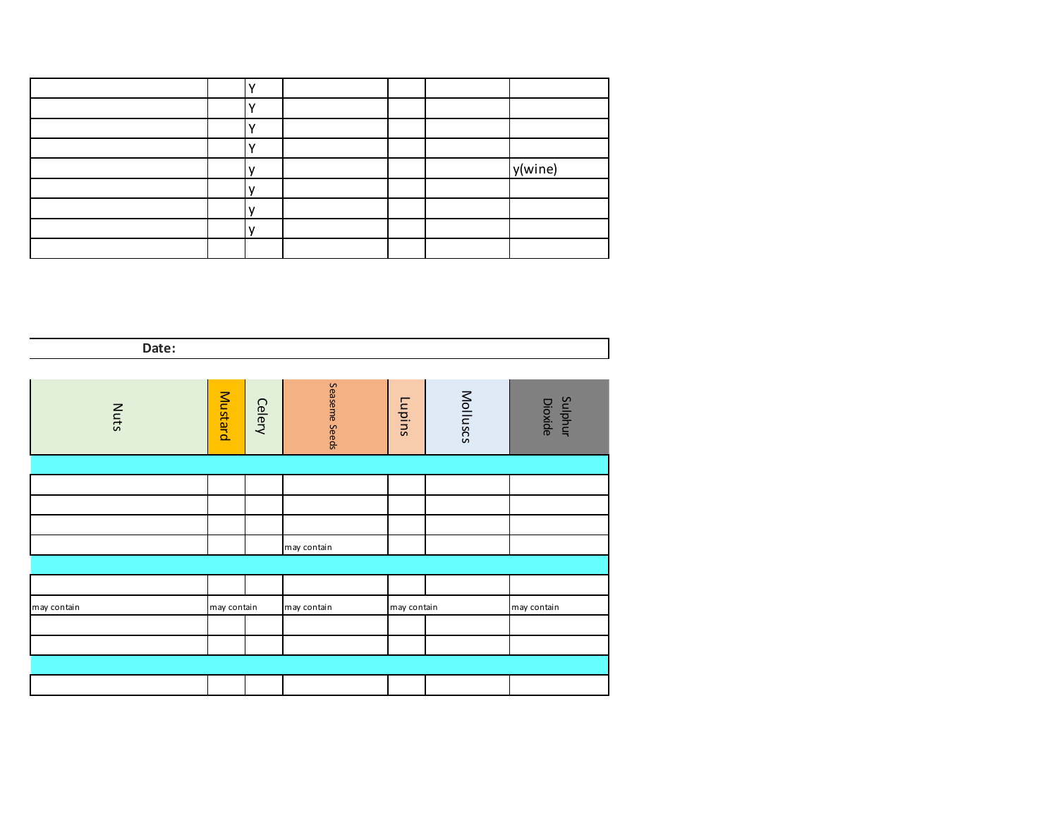| | | | | | | |
|---|---|---|---|---|---|---|
| | | Y | | | | |
| | | Y | | | | |
| | | Y | | | | |
| | | Y | | | | |
| | | y | | | | y(wine) |
| | | y | | | | |
| | | y | | | | |
| | | y | | | | |
| | | | | | | |

**Date:**

| Nuts | Mustard | Celery | Seaseme Seeds | Lupins | Molluscs | Sulphur Dioxide |
|---|---|---|---|---|---|---|
| | | | | | | |
| | | | | | | |
| | | | | | | |
| | | | | | | |
| | | | may contain | | | |
| | | | | | | |
| | | | | | | |
| may contain | may contain | | may contain | may contain | | may contain |
| | | | | | | |
| | | | | | | |
| | | | | | | |
| | | | | | | |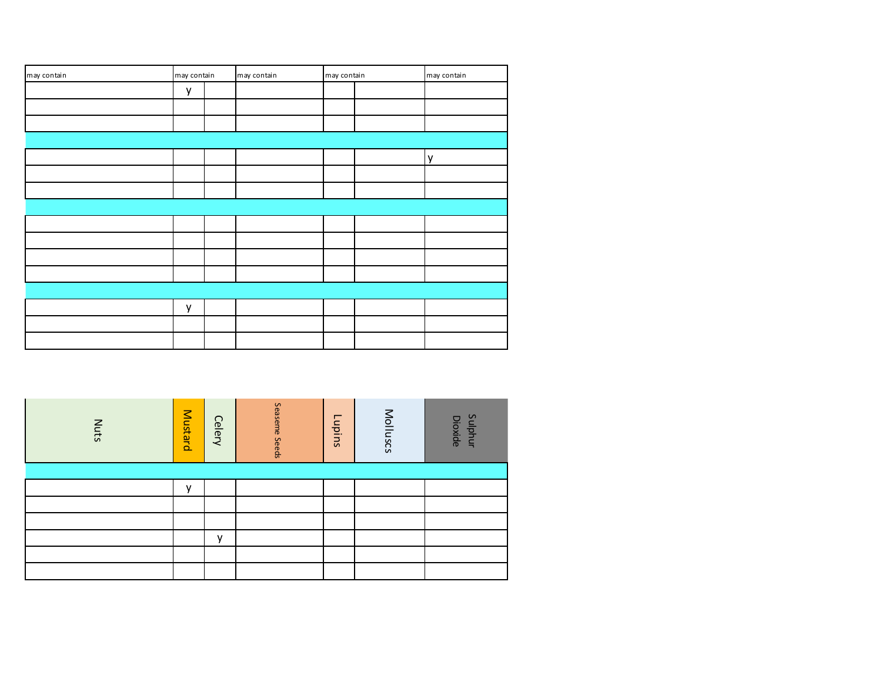| may contain | may contain | | may contain | may contain | | may contain |
|---|---|---|---|---|---|---|
| | y | | | | | |
| | | | | | | |
| | | | | | | |
| | | | | | | |
| | | | | | | y |
| | | | | | | |
| | | | | | | |
| | | | | | | |
| | | | | | | |
| | | | | | | |
| | | | | | | |
| | | | | | | |
| | | | | | | |
| | y | | | | | |
| | | | | | | |
| | | | | | | |

| Nuts | Mustard | Celery | Seaseme Seeds | Lupins | Molluscs | Sulphur Dioxide |
|---|---|---|---|---|---|---|
| | | | | | | |
| | y | | | | | |
| | | | | | | |
| | | | | | | |
| | | y | | | | |
| | | | | | | |
| | | | | | | |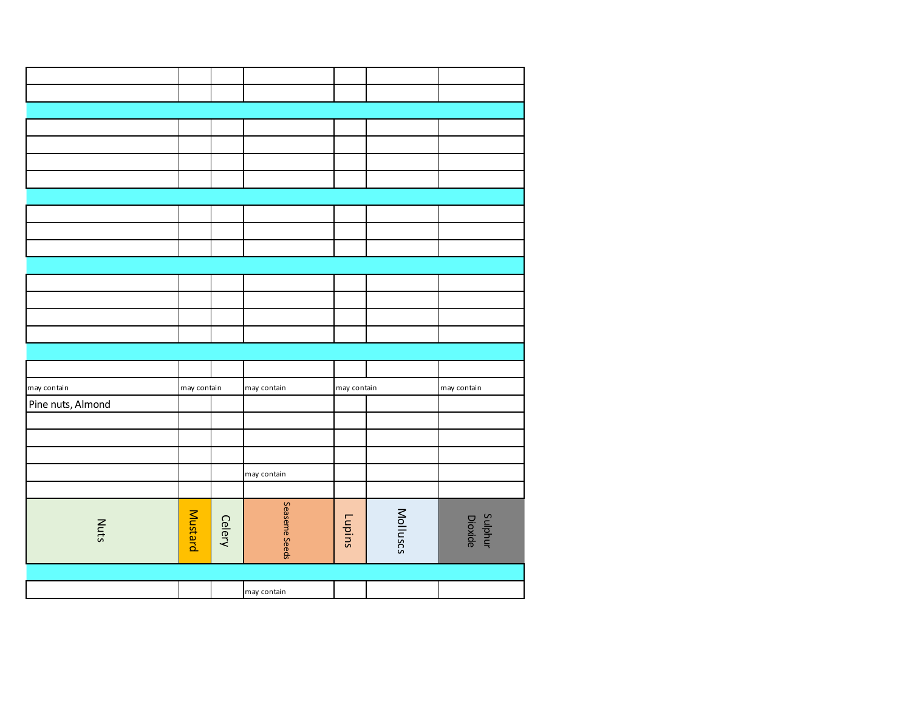| Nuts | Mustard | Celery | Seaseme Seeds | Lupins | Molluscs | Sulphur Dioxide |
| --- | --- | --- | --- | --- | --- | --- |
| may contain | may contain | | may contain | may contain | | may contain |
| Pine nuts, Almond | | | | | | |
| | | | may contain | | | |
| | | | may contain | | | |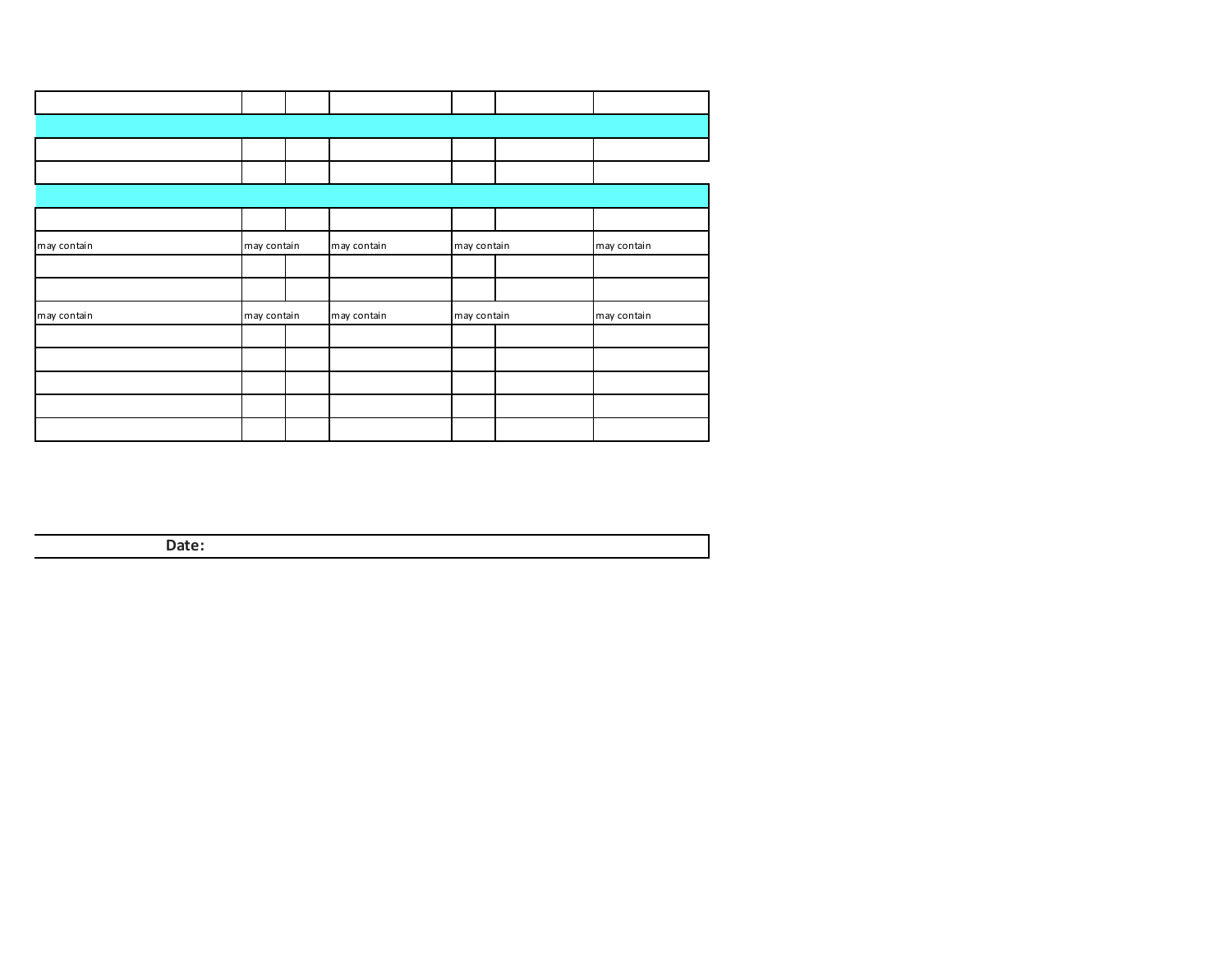| | | | | | | |
|---|---|---|---|---|---|---|
| | | | | | | |
| | | | | | | |
| | | | | | | |
| | | | | | | |
| | | | | | | |
| | | | | | | |
| may contain | may contain | | may contain | may contain | | may contain |
| | | | | | | |
| | | | | | | |
| may contain | may contain | | may contain | may contain | | may contain |
| | | | | | | |
| | | | | | | |
| | | | | | | |
| | | | | | | |
| | | | | | | |

**Date:**